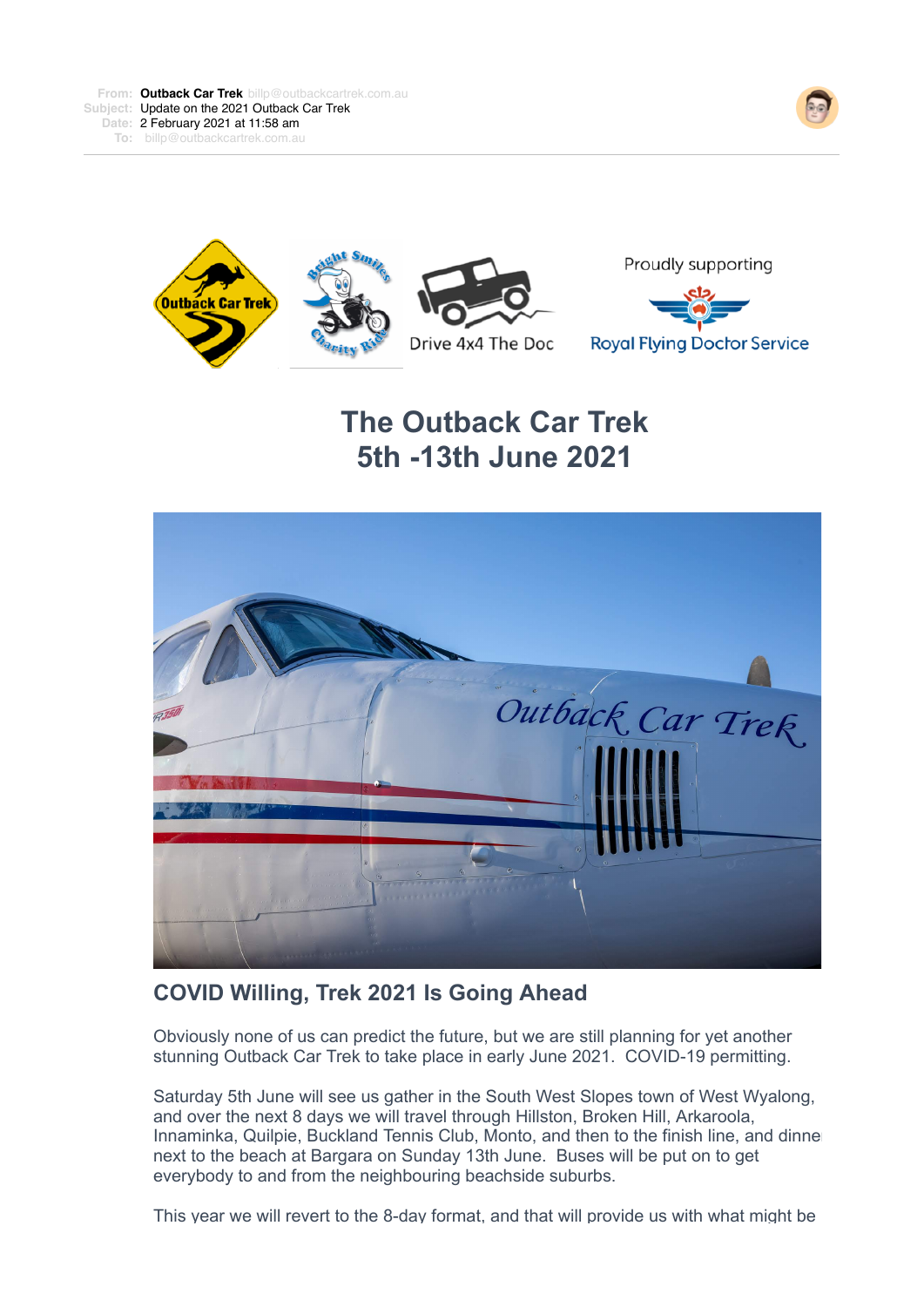**From:** **Outback Car Trek** billp@outbackcartrek.com.au
**Subject:** Update on the 2021 Outback Car Trek
**Date:** 2 February 2021 at 11:58 am
**To:** billp@outbackcartrek.com.au

Outback Car Trek — Bright Smiles Charity Ride — Drive 4x4 The Doc — Proudly supporting Royal Flying Doctor Service

# The Outback Car Trek
# 5th -13th June 2021

## COVID Willing, Trek 2021 Is Going Ahead

Obviously none of us can predict the future, but we are still planning for yet another stunning Outback Car Trek to take place in early June 2021.  COVID-19 permitting.

Saturday 5th June will see us gather in the South West Slopes town of West Wyalong, and over the next 8 days we will travel through Hillston, Broken Hill, Arkaroola, Innaminka, Quilpie, Buckland Tennis Club, Monto, and then to the finish line, and dinner next to the beach at Bargara on Sunday 13th June.  Buses will be put on to get everybody to and from the neighbouring beachside suburbs.

This year we will revert to the 8-day format, and that will provide us with what might be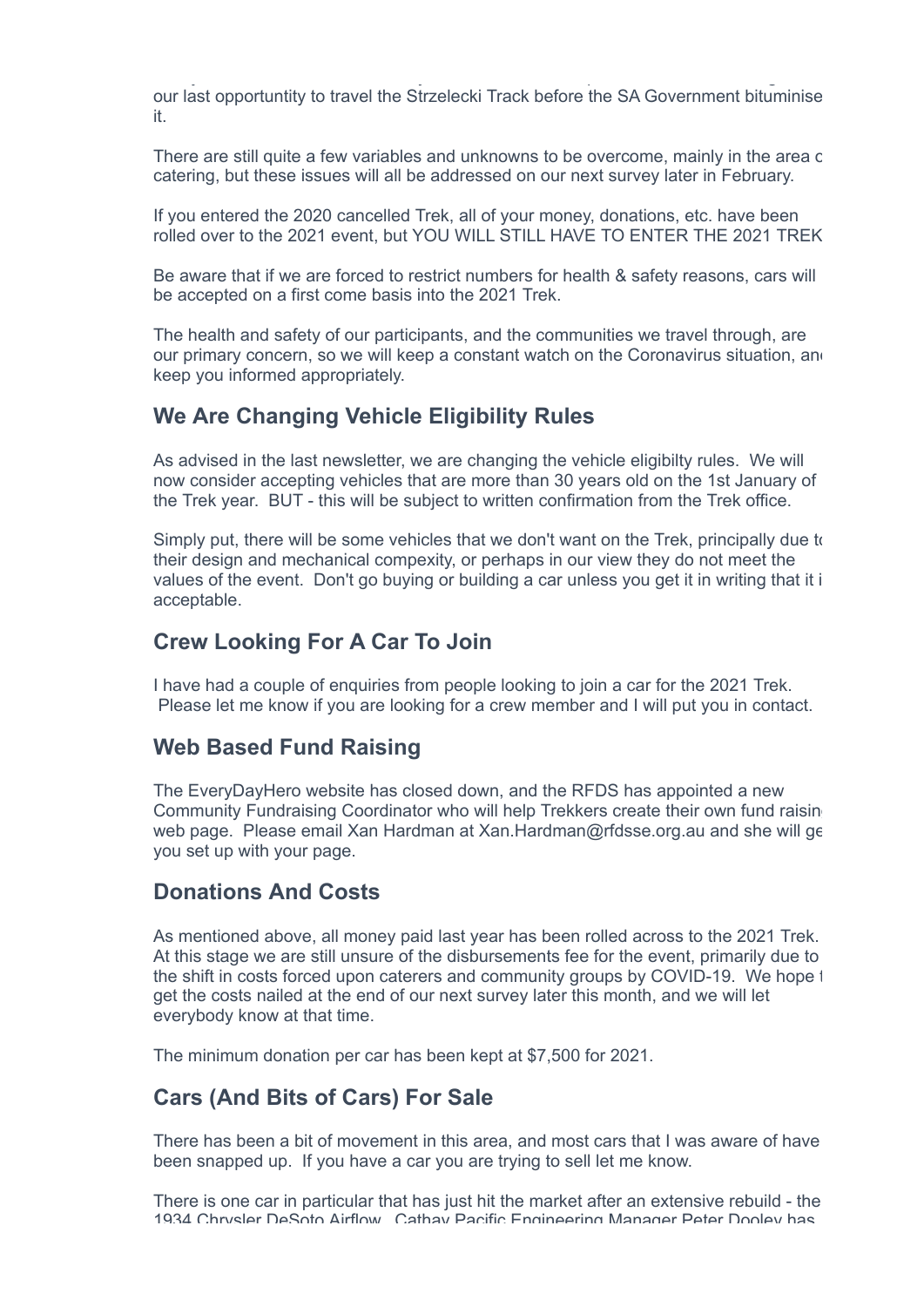our last opportuntity to travel the Strzelecki Track before the SA Government bituminise it.

There are still quite a few variables and unknowns to be overcome, mainly in the area c catering, but these issues will all be addressed on our next survey later in February.

If you entered the 2020 cancelled Trek, all of your money, donations, etc. have been rolled over to the 2021 event, but YOU WILL STILL HAVE TO ENTER THE 2021 TREK

Be aware that if we are forced to restrict numbers for health & safety reasons, cars will be accepted on a first come basis into the 2021 Trek.

The health and safety of our participants, and the communities we travel through, are our primary concern, so we will keep a constant watch on the Coronavirus situation, an keep you informed appropriately.

## We Are Changing Vehicle Eligibility Rules

As advised in the last newsletter, we are changing the vehicle eligibilty rules. We will now consider accepting vehicles that are more than 30 years old on the 1st January of the Trek year. BUT - this will be subject to written confirmation from the Trek office.

Simply put, there will be some vehicles that we don't want on the Trek, principally due t their design and mechanical compexity, or perhaps in our view they do not meet the values of the event. Don't go buying or building a car unless you get it in writing that it i acceptable.

## Crew Looking For A Car To Join

I have had a couple of enquiries from people looking to join a car for the 2021 Trek. Please let me know if you are looking for a crew member and I will put you in contact.

## Web Based Fund Raising

The EveryDayHero website has closed down, and the RFDS has appointed a new Community Fundraising Coordinator who will help Trekkers create their own fund raisin web page. Please email Xan Hardman at Xan.Hardman@rfdsse.org.au and she will ge you set up with your page.

## Donations And Costs

As mentioned above, all money paid last year has been rolled across to the 2021 Trek. At this stage we are still unsure of the disbursements fee for the event, primarily due to the shift in costs forced upon caterers and community groups by COVID-19. We hope t get the costs nailed at the end of our next survey later this month, and we will let everybody know at that time.

The minimum donation per car has been kept at $7,500 for 2021.

## Cars (And Bits of Cars) For Sale

There has been a bit of movement in this area, and most cars that I was aware of have been snapped up. If you have a car you are trying to sell let me know.

There is one car in particular that has just hit the market after an extensive rebuild - the 1934 Chrysler DeSoto Airflow. Cathay Pacific Engineering Manager Peter Dooley has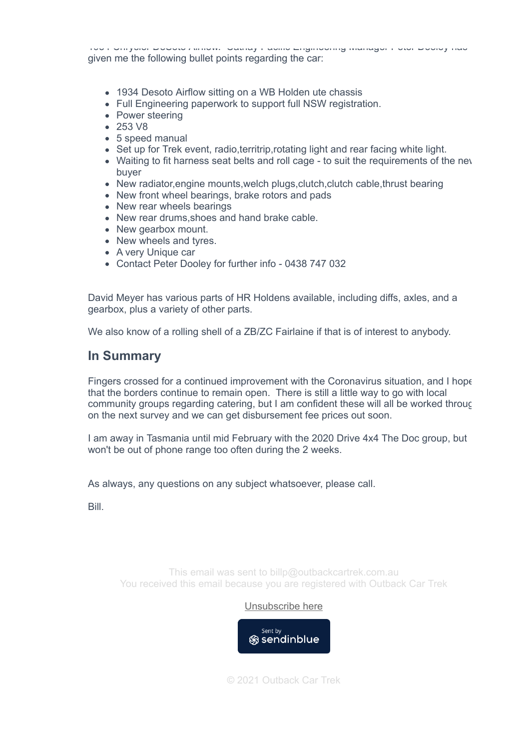1934 Chrysler DeSoto Airflow. Cathay Pacific Engineering Manager Peter Dooley has given me the following bullet points regarding the car:

- 1934 Desoto Airflow sitting on a WB Holden ute chassis
- Full Engineering paperwork to support full NSW registration.
- Power steering
- 253 V8
- 5 speed manual
- Set up for Trek event, radio,territrip,rotating light and rear facing white light.
- Waiting to fit harness seat belts and roll cage - to suit the requirements of the new buyer
- New radiator,engine mounts,welch plugs,clutch,clutch cable,thrust bearing
- New front wheel bearings, brake rotors and pads
- New rear wheels bearings
- New rear drums,shoes and hand brake cable.
- New gearbox mount.
- New wheels and tyres.
- A very Unique car
- Contact Peter Dooley for further info - 0438 747 032

David Meyer has various parts of HR Holdens available, including diffs, axles, and a gearbox, plus a variety of other parts.

We also know of a rolling shell of a ZB/ZC Fairlaine if that is of interest to anybody.

## In Summary

Fingers crossed for a continued improvement with the Coronavirus situation, and I hope that the borders continue to remain open. There is still a little way to go with local community groups regarding catering, but I am confident these will all be worked through on the next survey and we can get disbursement fee prices out soon.

I am away in Tasmania until mid February with the 2020 Drive 4x4 The Doc group, but won't be out of phone range too often during the 2 weeks.

As always, any questions on any subject whatsoever, please call.

Bill.

This email was sent to billp@outbackcartrek.com.au
You received this email because you are registered with Outback Car Trek

Unsubscribe here

Sent by sendinblue

© 2021 Outback Car Trek